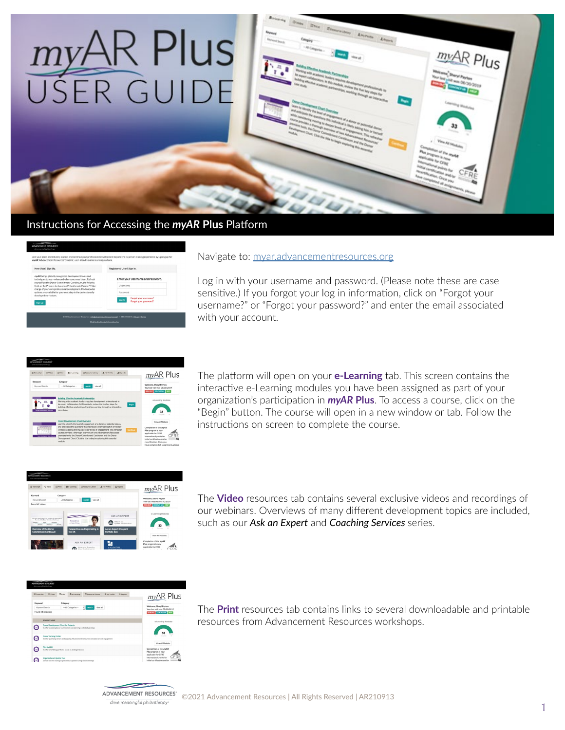# *my*AR Plus USER GUIDE

## Instructions for Accessing the *myAR* Plus Platform

Navigate to: myar.advancementresources.org

Log in with your username and password. (Please note these are case sensitive.) If you forgot your log in information, click on "Forgot your username?" or "Forgot your password?" and enter the email associated with your account.

The platform will open on your **e-Learning** tab. This screen contains the interactive e-Learning modules you have been assigned as part of your organization's participation in ***myAR* Plus**. To access a course, click on the "Begin" button. The course will open in a new window or tab. Follow the instructions on screen to complete the course.

The **Video** resources tab contains several exclusive videos and recordings of our webinars. Overviews of many different development topics are included, such as our *Ask an Expert* and *Coaching Services* series.

The **Print** resources tab contains links to several downloadable and printable resources from Advancement Resources workshops.

©2021 Advancement Resources | All Rights Reserved | AR210913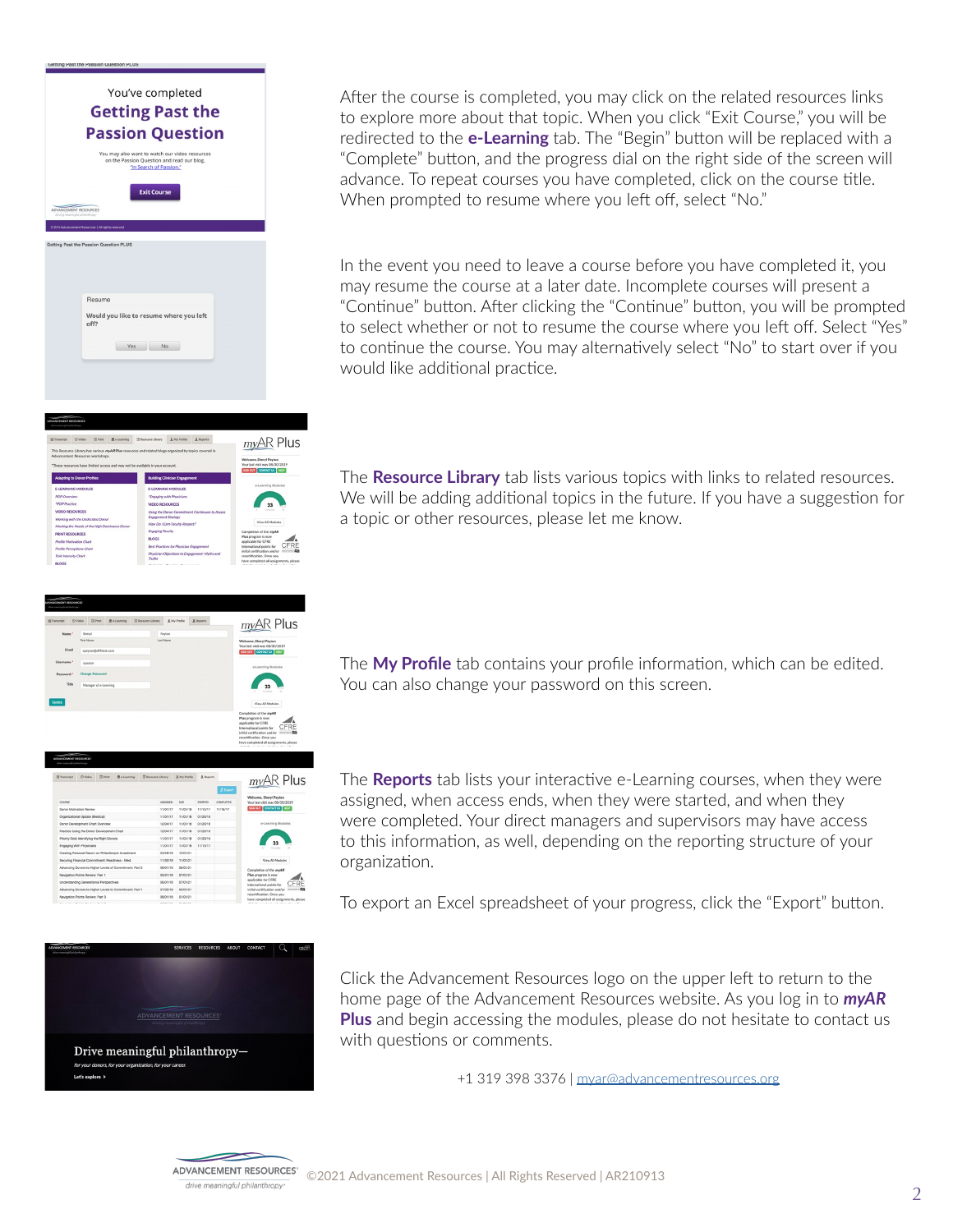After the course is completed, you may click on the related resources links to explore more about that topic. When you click "Exit Course," you will be redirected to the **e-Learning** tab. The "Begin" button will be replaced with a "Complete" button, and the progress dial on the right side of the screen will advance. To repeat courses you have completed, click on the course title. When prompted to resume where you left off, select "No."

In the event you need to leave a course before you have completed it, you may resume the course at a later date. Incomplete courses will present a "Continue" button. After clicking the "Continue" button, you will be prompted to select whether or not to resume the course where you left off. Select "Yes" to continue the course. You may alternatively select "No" to start over if you would like additional practice.

The **Resource Library** tab lists various topics with links to related resources. We will be adding additional topics in the future. If you have a suggestion for a topic or other resources, please let me know.

The **My Profile** tab contains your profile information, which can be edited. You can also change your password on this screen.

The **Reports** tab lists your interactive e-Learning courses, when they were assigned, when access ends, when they were started, and when they were completed. Your direct managers and supervisors may have access to this information, as well, depending on the reporting structure of your organization.

To export an Excel spreadsheet of your progress, click the "Export" button.

Click the Advancement Resources logo on the upper left to return to the home page of the Advancement Resources website. As you log in to ***myAR* Plus** and begin accessing the modules, please do not hesitate to contact us with questions or comments.

+1 319 398 3376 | myar@advancementresources.org

©2021 Advancement Resources | All Rights Reserved | AR210913